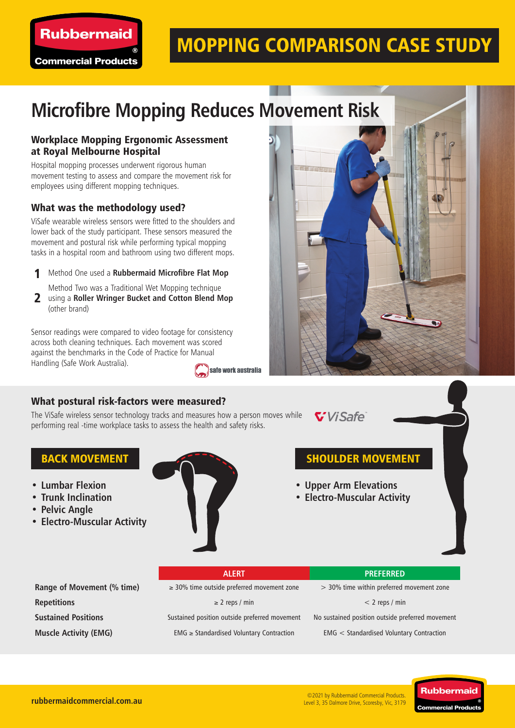# MOPPING COMPARISON CASE STUDY

## Microfibre Mopping Reduces Movement Risk

### Workplace Mopping Ergonomic Assessment at Royal Melbourne Hospital

Hospital mopping processes underwent rigorous human movement testing to assess and compare the movement risk for employees using different mopping techniques.

### What was the methodology used?

ViSafe wearable wireless sensors were fitted to the shoulders and lower back of the study participant. These sensors measured the movement and postural risk while performing typical mopping tasks in a hospital room and bathroom using two different mops.

1. Method One used a **Rubbermaid Microfibre Flat Mop**
2. Method Two was a Traditional Wet Mopping technique using a **Roller Wringer Bucket and Cotton Blend Mop** (other brand)

Sensor readings were compared to video footage for consistency across both cleaning techniques. Each movement was scored against the benchmarks in the Code of Practice for Manual Handling (Safe Work Australia).

### What postural risk-factors were measured?

The ViSafe wireless sensor technology tracks and measures how a person moves while performing real -time workplace tasks to assess the health and safety risks.

#### BACK MOVEMENT

- **Lumbar Flexion**
- **Trunk Inclination**
- **Pelvic Angle**
- **Electro-Muscular Activity**

#### SHOULDER MOVEMENT

- **Upper Arm Elevations**
- **Electro-Muscular Activity**

| | ALERT | PREFERRED |
|---|---|---|
| **Range of Movement (% time)** | ≥ 30% time outside preferred movement zone | > 30% time within preferred movement zone |
| **Repetitions** | ≥ 2 reps / min | < 2 reps / min |
| **Sustained Positions** | Sustained position outside preferred movement | No sustained position outside preferred movement |
| **Muscle Activity (EMG)** | EMG ≥ Standardised Voluntary Contraction | EMG < Standardised Voluntary Contraction |

rubbermaidcommercial.com.au

©2021 by Rubbermaid Commercial Products. Level 3, 35 Dalmore Drive, Scoresby, Vic, 3179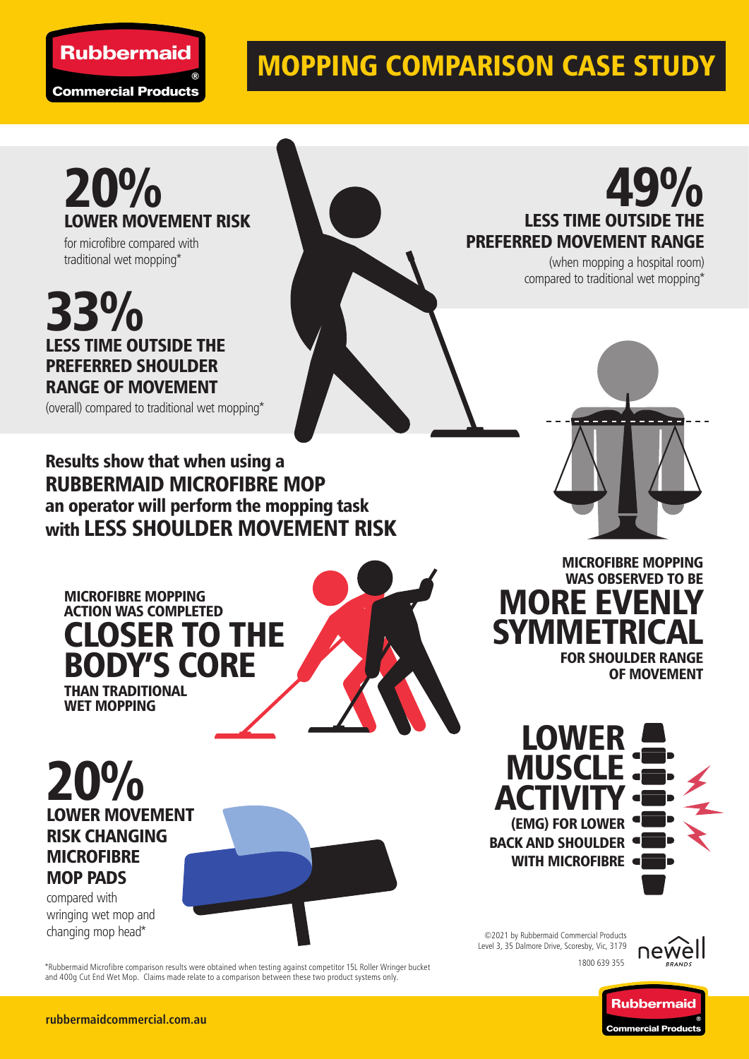Rubbermaid Commercial Products

# MOPPING COMPARISON CASE STUDY

## 20%
**LOWER MOVEMENT RISK**

for microfibre compared with traditional wet mopping*

## 49%
**LESS TIME OUTSIDE THE PREFERRED MOVEMENT RANGE**

(when mopping a hospital room) compared to traditional wet mopping*

## 33%
**LESS TIME OUTSIDE THE PREFERRED SHOULDER RANGE OF MOVEMENT**

(overall) compared to traditional wet mopping*

**Results show that when using a RUBBERMAID MICROFIBRE MOP an operator will perform the mopping task with LESS SHOULDER MOVEMENT RISK**

**MICROFIBRE MOPPING ACTION WAS COMPLETED CLOSER TO THE BODY'S CORE THAN TRADITIONAL WET MOPPING**

**MICROFIBRE MOPPING WAS OBSERVED TO BE MORE EVENLY SYMMETRICAL FOR SHOULDER RANGE OF MOVEMENT**

## 20%
**LOWER MOVEMENT RISK CHANGING MICROFIBRE MOP PADS**

compared with wringing wet mop and changing mop head*

**LOWER MUSCLE ACTIVITY (EMG) FOR LOWER BACK AND SHOULDER WITH MICROFIBRE**

*Rubbermaid Microfibre comparison results were obtained when testing against competitor 15L Roller Wringer bucket and 400g Cut End Wet Mop. Claims made relate to a comparison between these two product systems only.

©2021 by Rubbermaid Commercial Products
Level 3, 35 Dalmore Drive, Scoresby, Vic, 3179
1800 639 355

newell BRANDS

Rubbermaid Commercial Products

rubbermaidcommercial.com.au